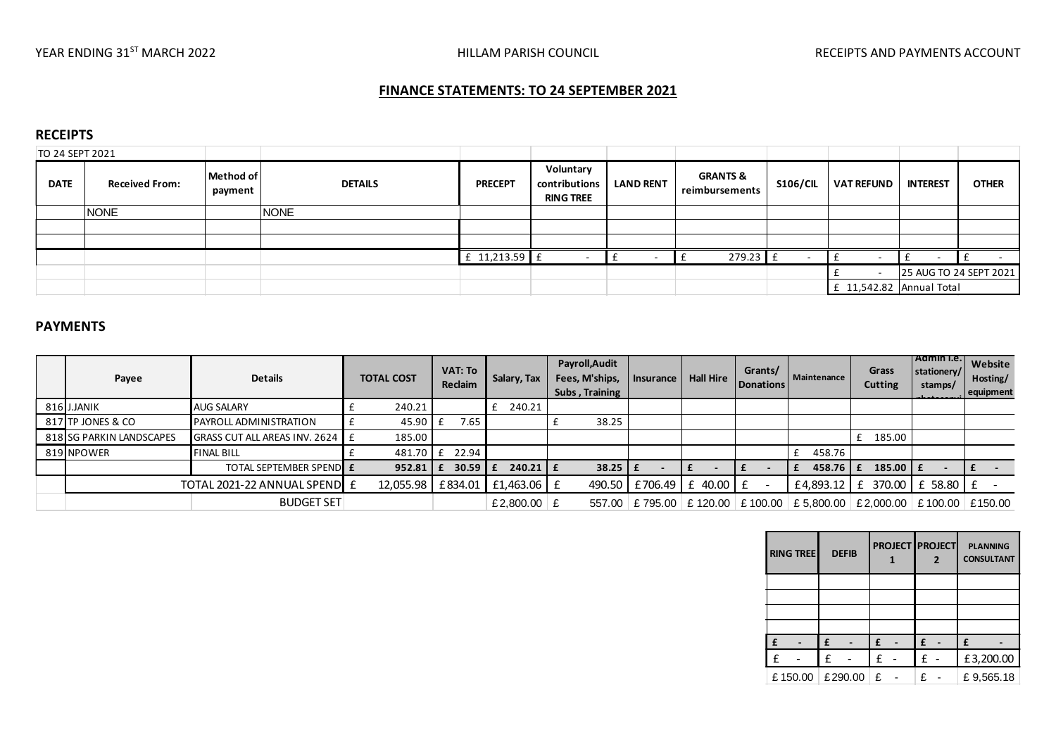YEAR ENDING 31ST MARCH 2022 | HILLAM PARISH COUNCIL | RECEIPTS AND PAYMENTS ACCOUNT

## FINANCE STATEMENTS: TO 24 SEPTEMBER 2021

### RECEIPTS

TO 24 SEPT 2021

| DATE | Received From: | Method of payment | DETAILS | PRECEPT | Voluntary contributions RING TREE | LAND RENT | GRANTS & reimbursements | S106/CIL | VAT REFUND | INTEREST | OTHER |
|---|---|---|---|---|---|---|---|---|---|---|---|
| | NONE | | NONE | | | | | | | | |
| | | | | | | | | | | | |
| | | | | | | | | | | | |
| | | | | £ 11,213.59 | £ - | £ - | £ 279.23 | £ - | £ - | £ - | £ - |
| | | | | | | | | | £ - | 25 AUG TO 24 SEPT 2021 | |
| | | | | | | | | | £ 11,542.82 | Annual Total | |

### PAYMENTS

| | Payee | Details | TOTAL COST | VAT: To Reclaim | Salary, Tax | Payroll,Audit Fees, M'ships, Subs , Training | Insurance | Hall Hire | Grants/ Donations | Maintenance | Grass Cutting | Admin i.e. stationery/ stamps/ | Website Hosting/ equipment |
|---|---|---|---|---|---|---|---|---|---|---|---|---|---|
| 816 | J.JANIK | AUG SALARY | £ 240.21 | | £ 240.21 | | | | | | | | |
| 817 | TP JONES & CO | PAYROLL ADMINISTRATION | £ 45.90 | £ 7.65 | | £ 38.25 | | | | | | | |
| 818 | SG PARKIN LANDSCAPES | GRASS CUT ALL AREAS INV. 2624 | £ 185.00 | | | | | | | | £ 185.00 | | |
| 819 | NPOWER | FINAL BILL | £ 481.70 | £ 22.94 | | | | | | £ 458.76 | | | |
| | | TOTAL SEPTEMBER SPEND | **£ 952.81** | **£ 30.59** | **£ 240.21** | **£ 38.25** | **£ -** | **£ -** | **£ -** | **£ 458.76** | **£ 185.00** | **£ -** | **£ -** |
| | | TOTAL 2021-22 ANNUAL SPEND | £ 12,055.98 | £834.01 | £1,463.06 | £ 490.50 | £706.49 | £ 40.00 | £ - | £4,893.12 | £ 370.00 | £ 58.80 | £ - |
| | | BUDGET SET | | | £2,800.00 | £ 557.00 | £ 795.00 | £ 120.00 | £ 100.00 | £ 5,800.00 | £2,000.00 | £ 100.00 | £150.00 |

| RING TREE | DEFIB | PROJECT 1 | PROJECT 2 | PLANNING CONSULTANT |
|---|---|---|---|---|
| | | | | |
| | | | | |
| | | | | |
| | | | | |
| **£ -** | **£ -** | **£ -** | **£ -** | **£ -** |
| £ - | £ - | £ - | £ - | £3,200.00 |
| £150.00 | £290.00 | £ - | £ - | £ 9,565.18 |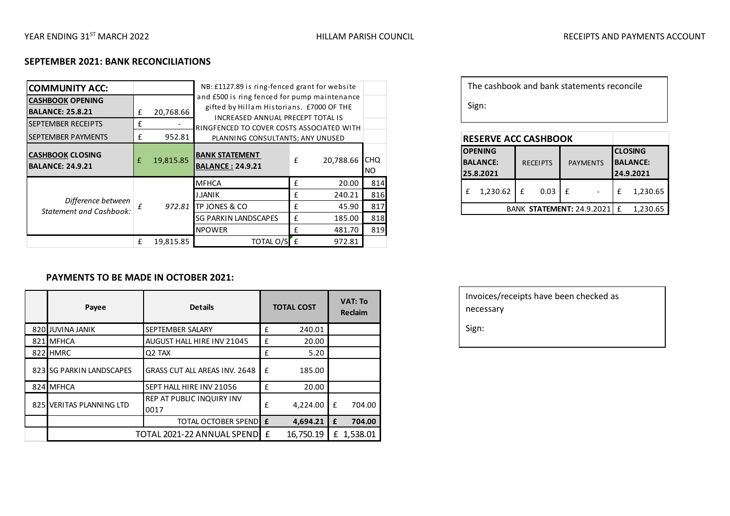## SEPTEMBER 2021: BANK RECONCILIATIONS

| COMMUNITY ACC: | | | | | |
|---|---|---|---|---|---|
| **CASHBOOK OPENING BALANCE: 25.8.21** | £ 20,768.66 | | | | |
| SEPTEMBER RECEIPTS | £ - | | | | |
| SEPTEMBER PAYMENTS | £ 952.81 | | | | |
| **CASHBOOK CLOSING BALANCE: 24.9.21** | £ 19,815.85 | **BANK STATEMENT BALANCE : 24.9.21** | £ | 20,788.66 | CHQ NO |
| *Difference between Statement and Cashbook:* | *£ 972.81* | MFHCA | £ | 20.00 | 814 |
| | | J.JANIK | £ | 240.21 | 816 |
| | | TP JONES & CO | £ | 45.90 | 817 |
| | | SG PARKIN LANDSCAPES | £ | 185.00 | 818 |
| | | NPOWER | £ | 481.70 | 819 |
| | £ 19,815.85 | TOTAL O/S | £ | 972.81 | |

NB: £1127.89 is ring-fenced grant for website and £500 is ring fenced for pump maintenance gifted by Hillam Historians. £7000 OF THE INCREASED ANNUAL PRECEPT TOTAL IS RINGFENCED TO COVER COSTS ASSOCIATED WITH PLANNING CONSULTANTS; ANY UNUSED

The cashbook and bank statements reconcile

Sign:

| RESERVE ACC CASHBOOK | | | |
|---|---|---|---|
| **OPENING BALANCE: 25.8.2021** | RECEIPTS | PAYMENTS | **CLOSING BALANCE: 24.9.2021** |
| £ 1,230.62 | £ 0.03 | £ - | £ 1,230.65 |
| | | BANK **STATEMENT:** 24.9.2021 | £ 1,230.65 |

### PAYMENTS TO BE MADE IN OCTOBER 2021:

| | Payee | Details | TOTAL COST | VAT: To Reclaim |
|---|---|---|---|---|
| 820 | JUVINA JANIK | SEPTEMBER SALARY | £ 240.01 | |
| 821 | MFHCA | AUGUST HALL HIRE INV 21045 | £ 20.00 | |
| 822 | HMRC | Q2 TAX | £ 5.20 | |
| 823 | SG PARKIN LANDSCAPES | GRASS CUT ALL AREAS INV. 2648 | £ 185.00 | |
| 824 | MFHCA | SEPT HALL HIRE INV 21056 | £ 20.00 | |
| 825 | VERITAS PLANNING LTD | REP AT PUBLIC INQUIRY INV 0017 | £ 4,224.00 | £ 704.00 |
| | | TOTAL OCTOBER SPEND | **£ 4,694.21** | **£ 704.00** |
| | | TOTAL 2021-22 ANNUAL SPEND | £ 16,750.19 | £ 1,538.01 |

Invoices/receipts have been checked as necessary

Sign: